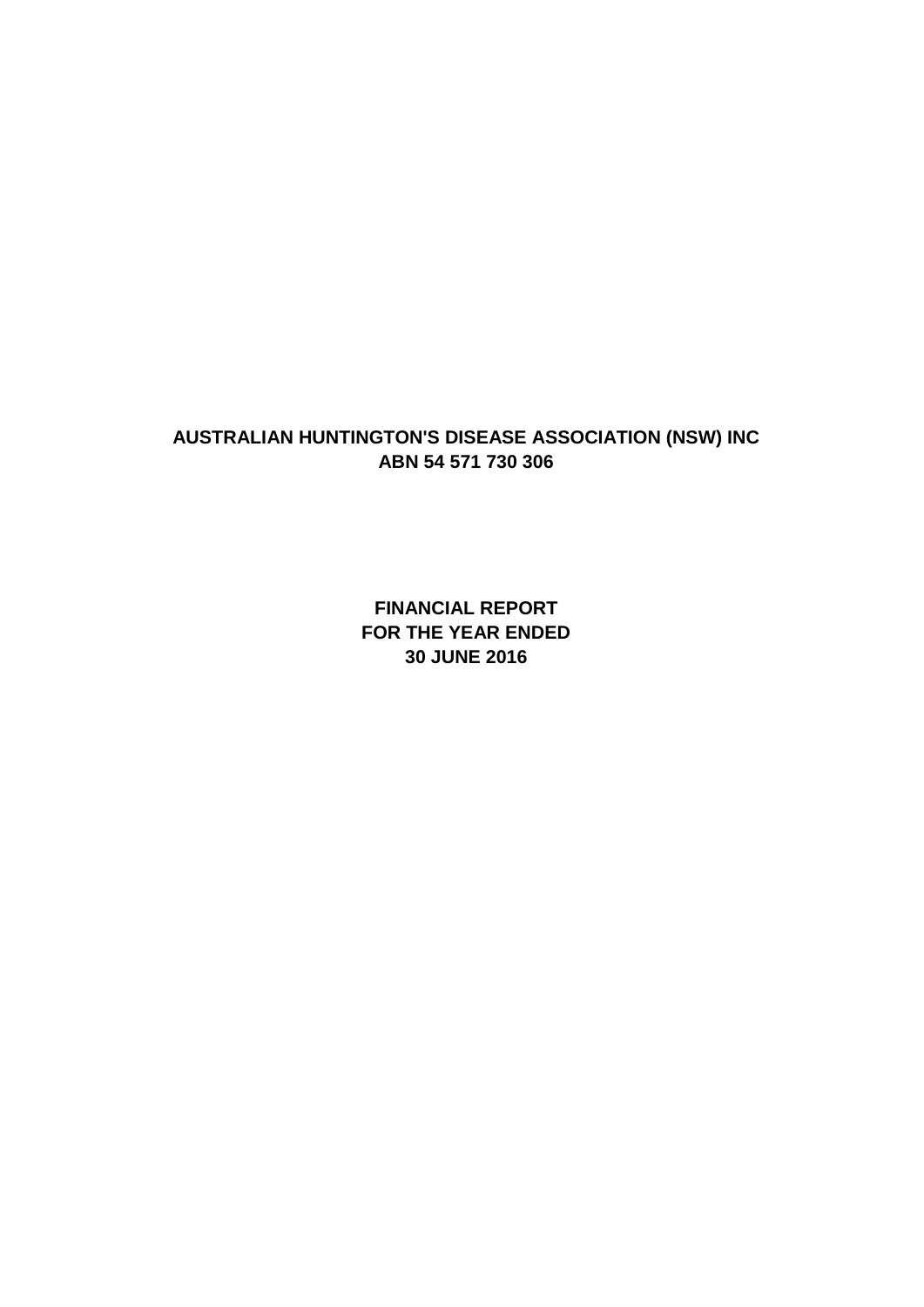# AUSTRALIAN HUNTINGTON'S DISEASE ASSOCIATION (NSW) INC
## ABN 54 571 730 306

## FINANCIAL REPORT
## FOR THE YEAR ENDED
## 30 JUNE 2016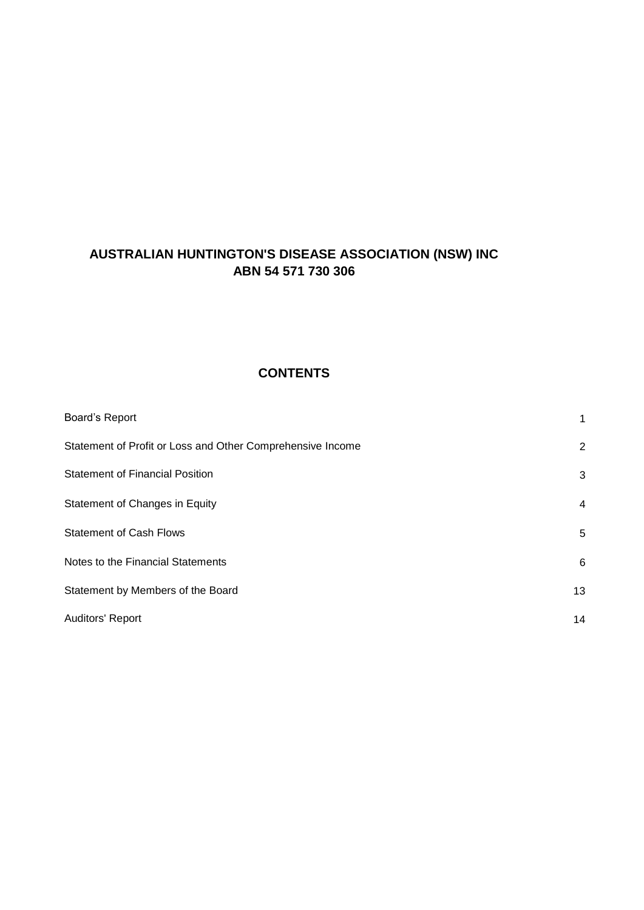# AUSTRALIAN HUNTINGTON'S DISEASE ASSOCIATION (NSW) INC
## ABN 54 571 730 306

## CONTENTS

| | |
|---|---|
| Board's Report | 1 |
| Statement of Profit or Loss and Other Comprehensive Income | 2 |
| Statement of Financial Position | 3 |
| Statement of Changes in Equity | 4 |
| Statement of Cash Flows | 5 |
| Notes to the Financial Statements | 6 |
| Statement by Members of the Board | 13 |
| Auditors' Report | 14 |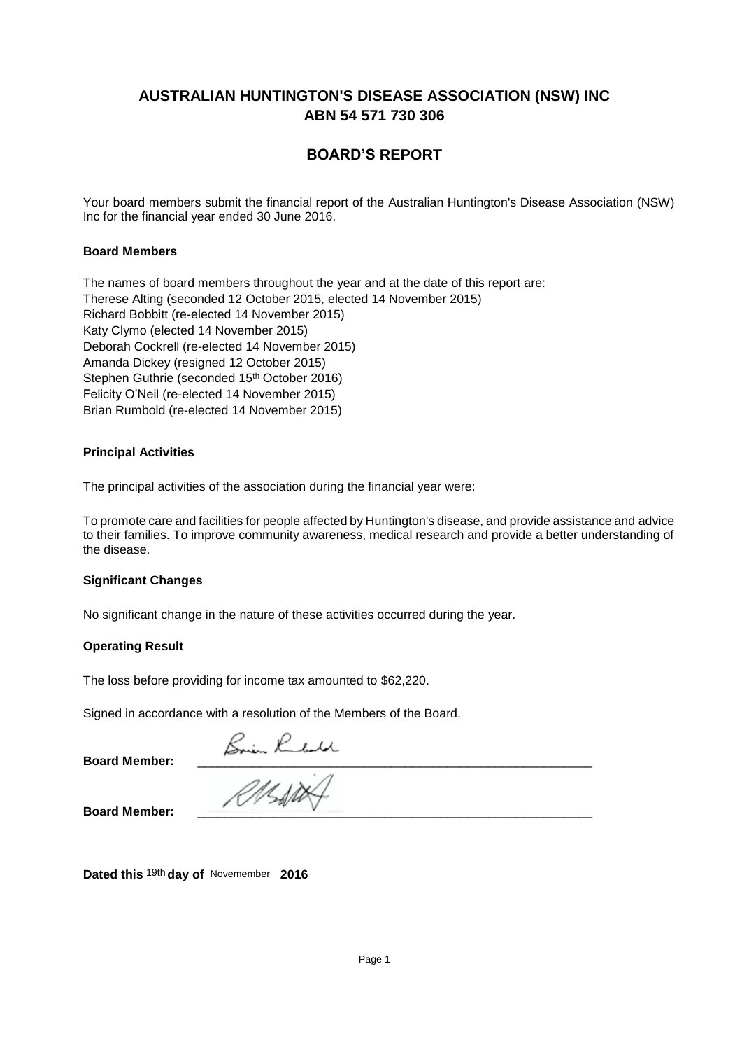# AUSTRALIAN HUNTINGTON'S DISEASE ASSOCIATION (NSW) INC
## ABN 54 571 730 306

## BOARD'S REPORT

Your board members submit the financial report of the Australian Huntington's Disease Association (NSW) Inc for the financial year ended 30 June 2016.

### Board Members

The names of board members throughout the year and at the date of this report are:
Therese Alting (seconded 12 October 2015, elected 14 November 2015)
Richard Bobbitt (re-elected 14 November 2015)
Katy Clymo (elected 14 November 2015)
Deborah Cockrell (re-elected 14 November 2015)
Amanda Dickey (resigned 12 October 2015)
Stephen Guthrie (seconded 15th October 2016)
Felicity O'Neil (re-elected 14 November 2015)
Brian Rumbold (re-elected 14 November 2015)

### Principal Activities

The principal activities of the association during the financial year were:

To promote care and facilities for people affected by Huntington's disease, and provide assistance and advice to their families. To improve community awareness, medical research and provide a better understanding of the disease.

### Significant Changes

No significant change in the nature of these activities occurred during the year.

### Operating Result

The loss before providing for income tax amounted to $62,220.

Signed in accordance with a resolution of the Members of the Board.

**Board Member:** ____________________

**Board Member:** ____________________

**Dated this** 19th **day of** Novemember **2016**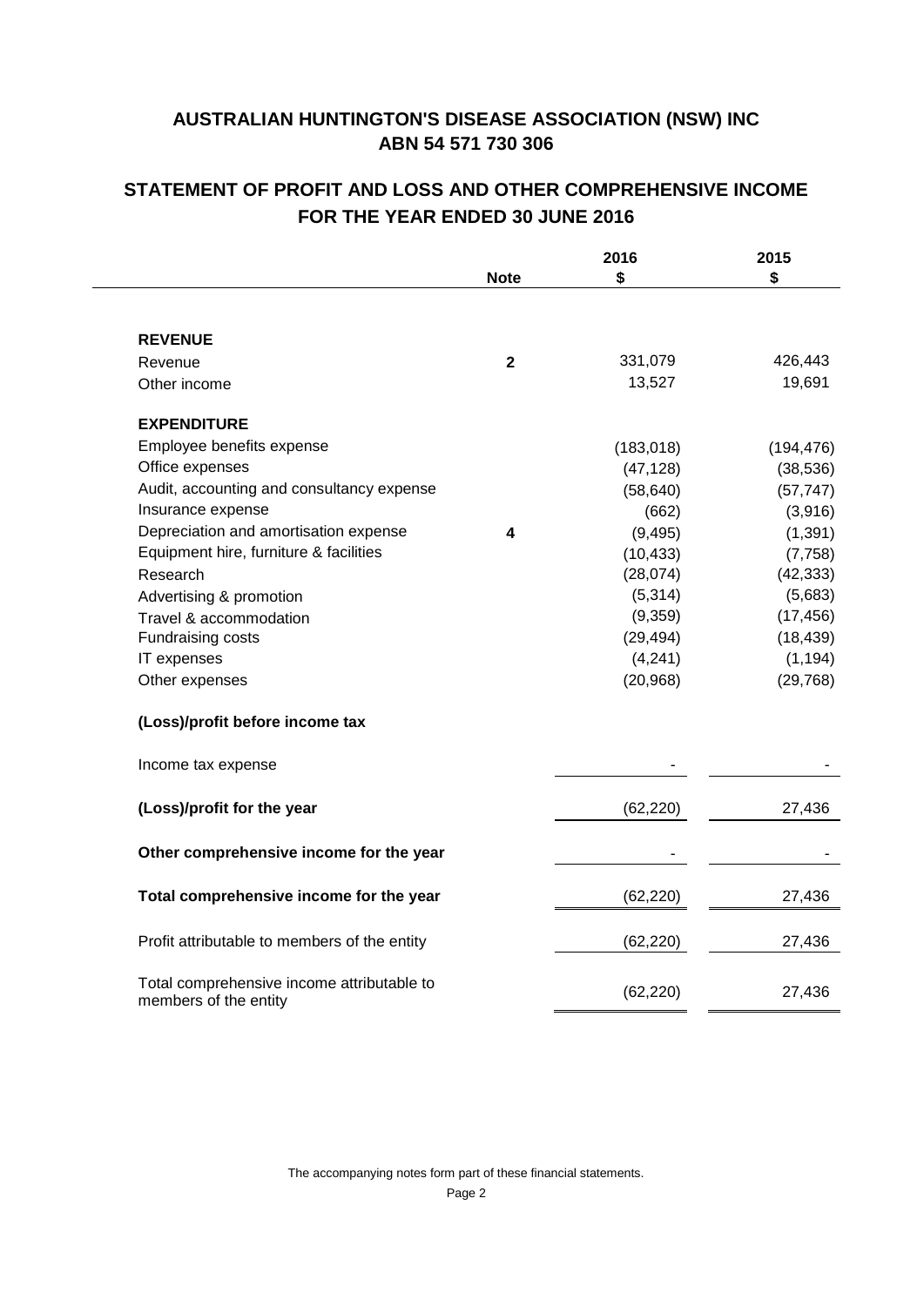# AUSTRALIAN HUNTINGTON'S DISEASE ASSOCIATION (NSW) INC
## ABN 54 571 730 306

## STATEMENT OF PROFIT AND LOSS AND OTHER COMPREHENSIVE INCOME
## FOR THE YEAR ENDED 30 JUNE 2016

| | Note | 2016<br>$ | 2015<br>$ |
|---|---|---|---|
| **REVENUE** | | | |
| Revenue | **2** | 331,079 | 426,443 |
| Other income | | 13,527 | 19,691 |
| **EXPENDITURE** | | | |
| Employee benefits expense | | (183,018) | (194,476) |
| Office expenses | | (47,128) | (38,536) |
| Audit, accounting and consultancy expense | | (58,640) | (57,747) |
| Insurance expense | | (662) | (3,916) |
| Depreciation and amortisation expense | **4** | (9,495) | (1,391) |
| Equipment hire, furniture & facilities | | (10,433) | (7,758) |
| Research | | (28,074) | (42,333) |
| Advertising & promotion | | (5,314) | (5,683) |
| Travel & accommodation | | (9,359) | (17,456) |
| Fundraising costs | | (29,494) | (18,439) |
| IT expenses | | (4,241) | (1,194) |
| Other expenses | | (20,968) | (29,768) |
| **(Loss)/profit before income tax** | | | |
| Income tax expense | | - | - |
| **(Loss)/profit for the year** | | (62,220) | 27,436 |
| **Other comprehensive income for the year** | | - | - |
| **Total comprehensive income for the year** | | (62,220) | 27,436 |
| Profit attributable to members of the entity | | (62,220) | 27,436 |
| Total comprehensive income attributable to members of the entity | | (62,220) | 27,436 |

The accompanying notes form part of these financial statements.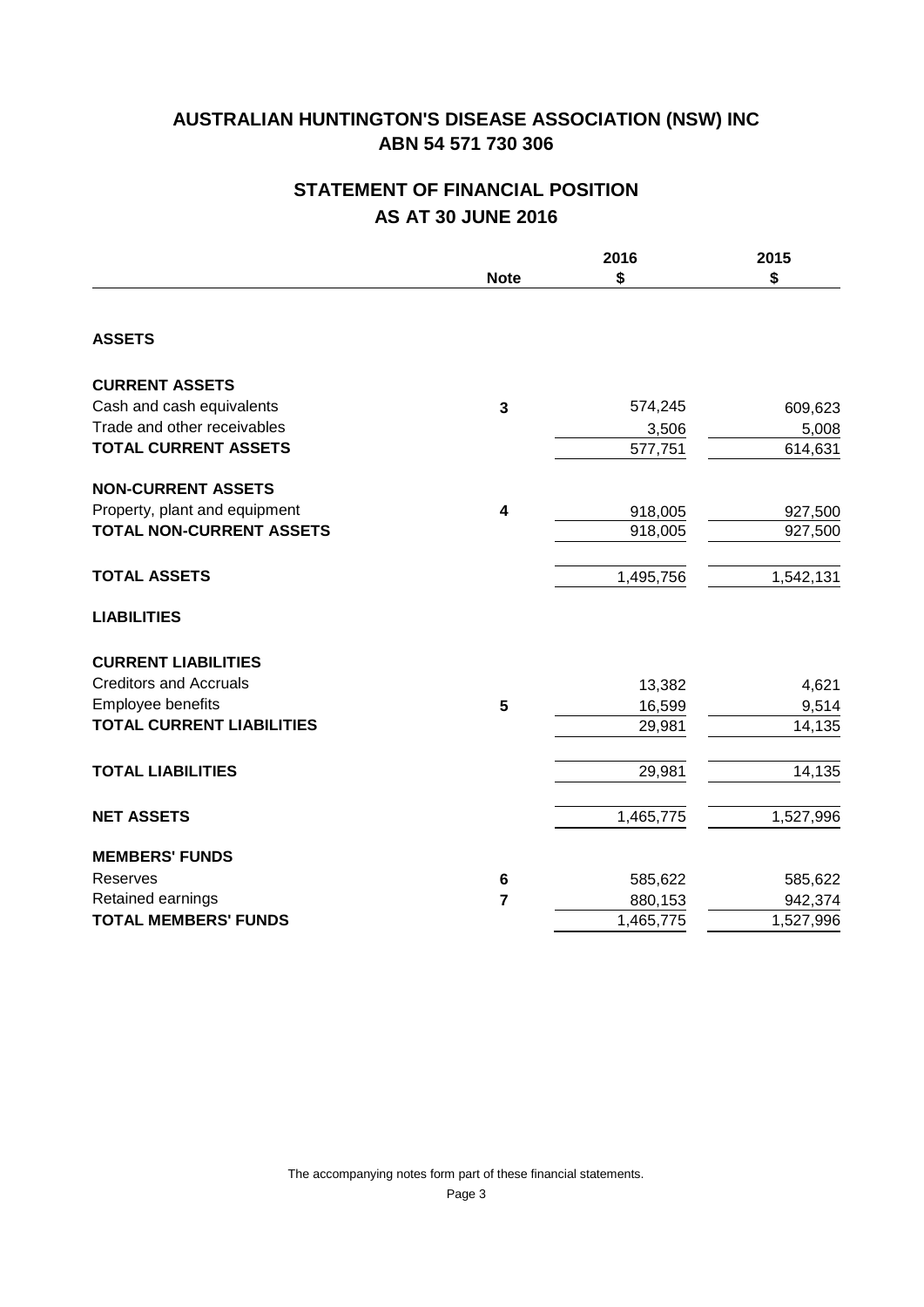# AUSTRALIAN HUNTINGTON'S DISEASE ASSOCIATION (NSW) INC
## ABN 54 571 730 306

## STATEMENT OF FINANCIAL POSITION
## AS AT 30 JUNE 2016

| | Note | 2016<br>$ | 2015<br>$ |
|---|---|---|---|
| **ASSETS** | | | |
| **CURRENT ASSETS** | | | |
| Cash and cash equivalents | 3 | 574,245 | 609,623 |
| Trade and other receivables | | 3,506 | 5,008 |
| **TOTAL CURRENT ASSETS** | | 577,751 | 614,631 |
| **NON-CURRENT ASSETS** | | | |
| Property, plant and equipment | 4 | 918,005 | 927,500 |
| **TOTAL NON-CURRENT ASSETS** | | 918,005 | 927,500 |
| **TOTAL ASSETS** | | 1,495,756 | 1,542,131 |
| **LIABILITIES** | | | |
| **CURRENT LIABILITIES** | | | |
| Creditors and Accruals | | 13,382 | 4,621 |
| Employee benefits | 5 | 16,599 | 9,514 |
| **TOTAL CURRENT LIABILITIES** | | 29,981 | 14,135 |
| **TOTAL LIABILITIES** | | 29,981 | 14,135 |
| **NET ASSETS** | | 1,465,775 | 1,527,996 |
| **MEMBERS' FUNDS** | | | |
| Reserves | 6 | 585,622 | 585,622 |
| Retained earnings | 7 | 880,153 | 942,374 |
| **TOTAL MEMBERS' FUNDS** | | 1,465,775 | 1,527,996 |

The accompanying notes form part of these financial statements.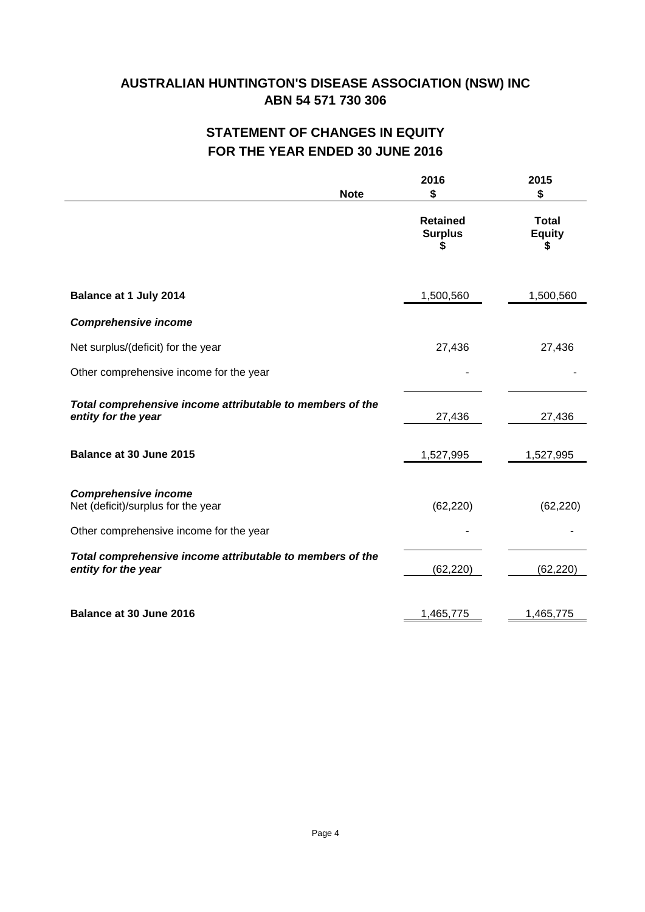# AUSTRALIAN HUNTINGTON'S DISEASE ASSOCIATION (NSW) INC
## ABN 54 571 730 306

## STATEMENT OF CHANGES IN EQUITY
## FOR THE YEAR ENDED 30 JUNE 2016

| | Note | 2016<br>$ | 2015<br>$ |
|---|---|---|---|
| | | **Retained Surplus**<br>**$** | **Total Equity**<br>**$** |
| **Balance at 1 July 2014** | | 1,500,560 | 1,500,560 |
| ***Comprehensive income*** | | | |
| Net surplus/(deficit) for the year | | 27,436 | 27,436 |
| Other comprehensive income for the year | | - | - |
| ***Total comprehensive income attributable to members of the entity for the year*** | | 27,436 | 27,436 |
| **Balance at 30 June 2015** | | 1,527,995 | 1,527,995 |
| ***Comprehensive income*** | | | |
| Net (deficit)/surplus for the year | | (62,220) | (62,220) |
| Other comprehensive income for the year | | - | - |
| ***Total comprehensive income attributable to members of the entity for the year*** | | (62,220) | (62,220) |
| **Balance at 30 June 2016** | | 1,465,775 | 1,465,775 |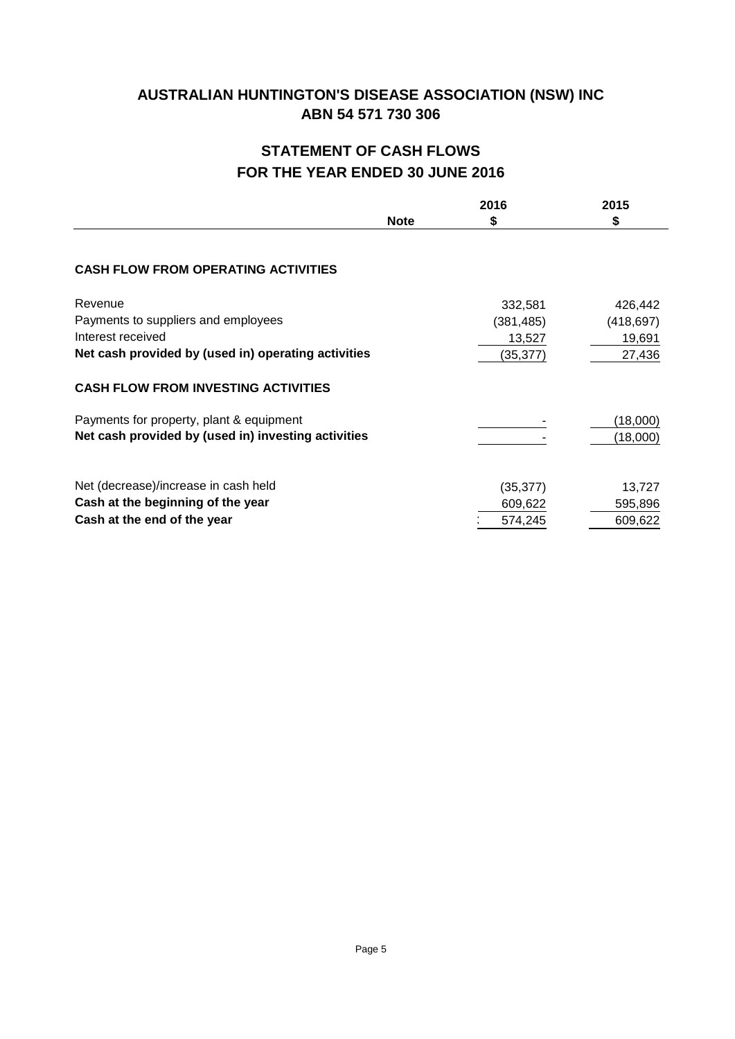# AUSTRALIAN HUNTINGTON'S DISEASE ASSOCIATION (NSW) INC
## ABN 54 571 730 306

## STATEMENT OF CASH FLOWS
## FOR THE YEAR ENDED 30 JUNE 2016

| | Note | 2016<br>$ | 2015<br>$ |
|---|---|---|---|
| **CASH FLOW FROM OPERATING ACTIVITIES** | | | |
| Revenue | | 332,581 | 426,442 |
| Payments to suppliers and employees | | (381,485) | (418,697) |
| Interest received | | 13,527 | 19,691 |
| **Net cash provided by (used in) operating activities** | | (35,377) | 27,436 |
| **CASH FLOW FROM INVESTING ACTIVITIES** | | | |
| Payments for property, plant & equipment | | - | (18,000) |
| **Net cash provided by (used in) investing activities** | | - | (18,000) |
| Net (decrease)/increase in cash held | | (35,377) | 13,727 |
| **Cash at the beginning of the year** | | 609,622 | 595,896 |
| **Cash at the end of the year** | | 574,245 | 609,622 |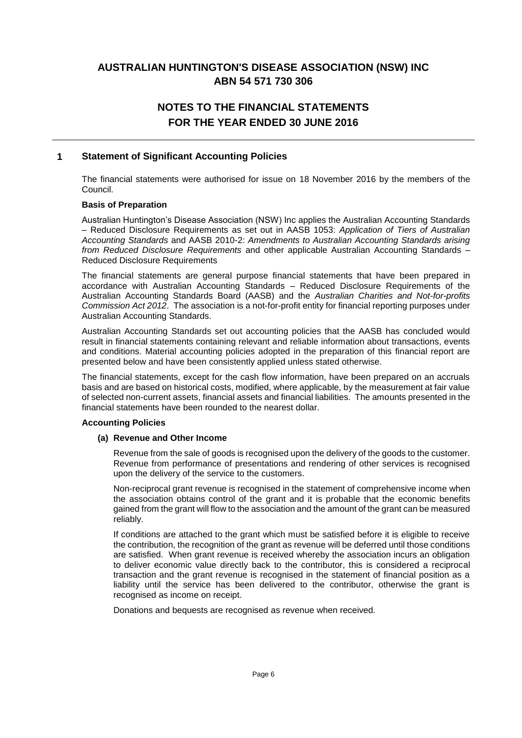# AUSTRALIAN HUNTINGTON'S DISEASE ASSOCIATION (NSW) INC
## ABN 54 571 730 306

## NOTES TO THE FINANCIAL STATEMENTS
## FOR THE YEAR ENDED 30 JUNE 2016

### 1 Statement of Significant Accounting Policies

The financial statements were authorised for issue on 18 November 2016 by the members of the Council.

**Basis of Preparation**

Australian Huntington's Disease Association (NSW) Inc applies the Australian Accounting Standards – Reduced Disclosure Requirements as set out in AASB 1053: *Application of Tiers of Australian Accounting Standards* and AASB 2010-2: *Amendments to Australian Accounting Standards arising from Reduced Disclosure Requirements* and other applicable Australian Accounting Standards – Reduced Disclosure Requirements

The financial statements are general purpose financial statements that have been prepared in accordance with Australian Accounting Standards – Reduced Disclosure Requirements of the Australian Accounting Standards Board (AASB) and the *Australian Charities and Not-for-profits Commission Act 2012*. The association is a not-for-profit entity for financial reporting purposes under Australian Accounting Standards.

Australian Accounting Standards set out accounting policies that the AASB has concluded would result in financial statements containing relevant and reliable information about transactions, events and conditions. Material accounting policies adopted in the preparation of this financial report are presented below and have been consistently applied unless stated otherwise.

The financial statements, except for the cash flow information, have been prepared on an accruals basis and are based on historical costs, modified, where applicable, by the measurement at fair value of selected non-current assets, financial assets and financial liabilities. The amounts presented in the financial statements have been rounded to the nearest dollar.

**Accounting Policies**

**(a) Revenue and Other Income**

Revenue from the sale of goods is recognised upon the delivery of the goods to the customer. Revenue from performance of presentations and rendering of other services is recognised upon the delivery of the service to the customers.

Non-reciprocal grant revenue is recognised in the statement of comprehensive income when the association obtains control of the grant and it is probable that the economic benefits gained from the grant will flow to the association and the amount of the grant can be measured reliably.

If conditions are attached to the grant which must be satisfied before it is eligible to receive the contribution, the recognition of the grant as revenue will be deferred until those conditions are satisfied. When grant revenue is received whereby the association incurs an obligation to deliver economic value directly back to the contributor, this is considered a reciprocal transaction and the grant revenue is recognised in the statement of financial position as a liability until the service has been delivered to the contributor, otherwise the grant is recognised as income on receipt.

Donations and bequests are recognised as revenue when received.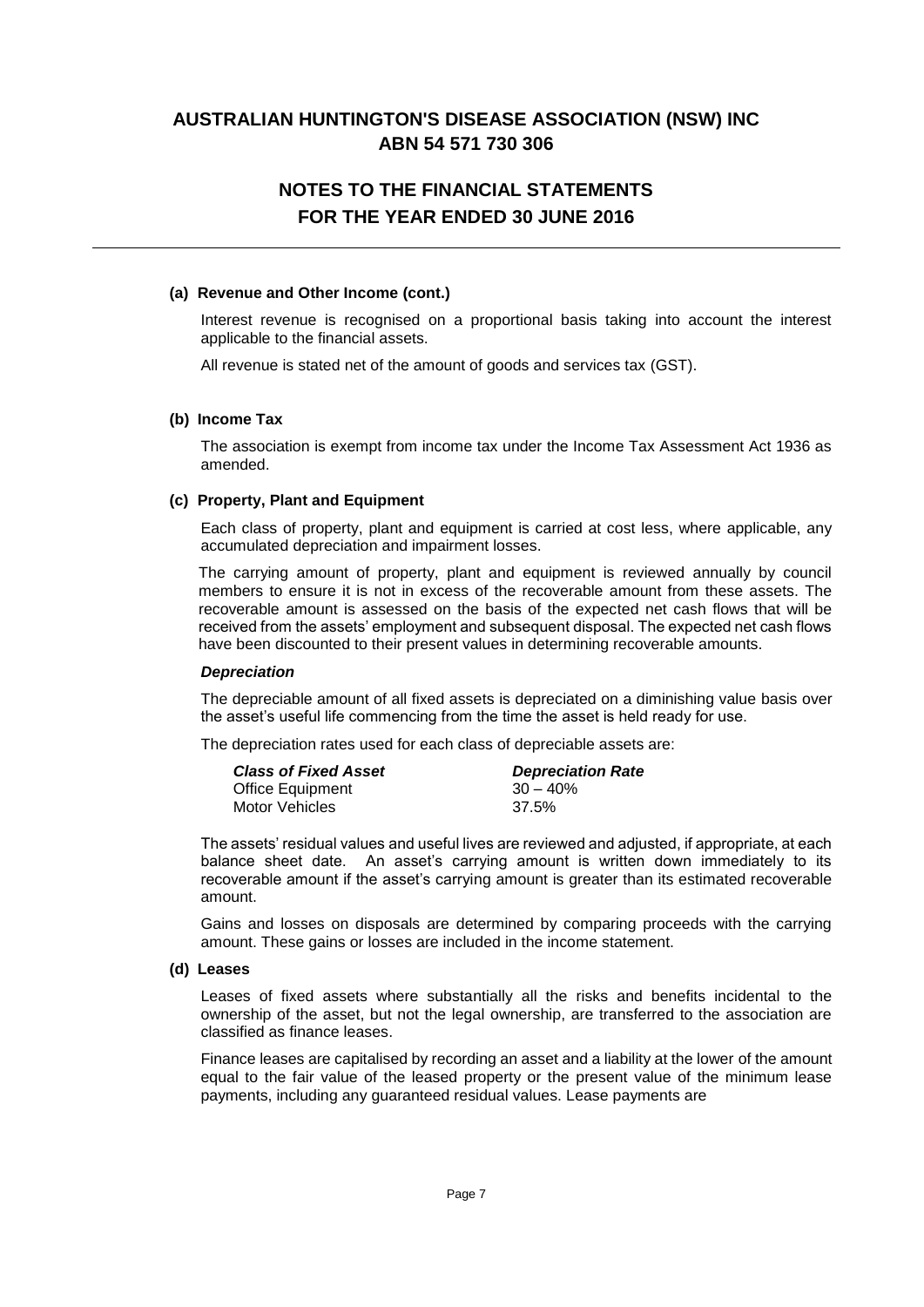# AUSTRALIAN HUNTINGTON'S DISEASE ASSOCIATION (NSW) INC
## ABN 54 571 730 306

## NOTES TO THE FINANCIAL STATEMENTS
## FOR THE YEAR ENDED 30 JUNE 2016

### (a) Revenue and Other Income (cont.)

Interest revenue is recognised on a proportional basis taking into account the interest applicable to the financial assets.

All revenue is stated net of the amount of goods and services tax (GST).

### (b) Income Tax

The association is exempt from income tax under the Income Tax Assessment Act 1936 as amended.

### (c) Property, Plant and Equipment

Each class of property, plant and equipment is carried at cost less, where applicable, any accumulated depreciation and impairment losses.

The carrying amount of property, plant and equipment is reviewed annually by council members to ensure it is not in excess of the recoverable amount from these assets. The recoverable amount is assessed on the basis of the expected net cash flows that will be received from the assets' employment and subsequent disposal. The expected net cash flows have been discounted to their present values in determining recoverable amounts.

***Depreciation***

The depreciable amount of all fixed assets is depreciated on a diminishing value basis over the asset's useful life commencing from the time the asset is held ready for use.

The depreciation rates used for each class of depreciable assets are:

| ***Class of Fixed Asset*** | ***Depreciation Rate*** |
|---|---|
| Office Equipment | 30 – 40% |
| Motor Vehicles | 37.5% |

The assets' residual values and useful lives are reviewed and adjusted, if appropriate, at each balance sheet date. An asset's carrying amount is written down immediately to its recoverable amount if the asset's carrying amount is greater than its estimated recoverable amount.

Gains and losses on disposals are determined by comparing proceeds with the carrying amount. These gains or losses are included in the income statement.

### (d) Leases

Leases of fixed assets where substantially all the risks and benefits incidental to the ownership of the asset, but not the legal ownership, are transferred to the association are classified as finance leases.

Finance leases are capitalised by recording an asset and a liability at the lower of the amount equal to the fair value of the leased property or the present value of the minimum lease payments, including any guaranteed residual values. Lease payments are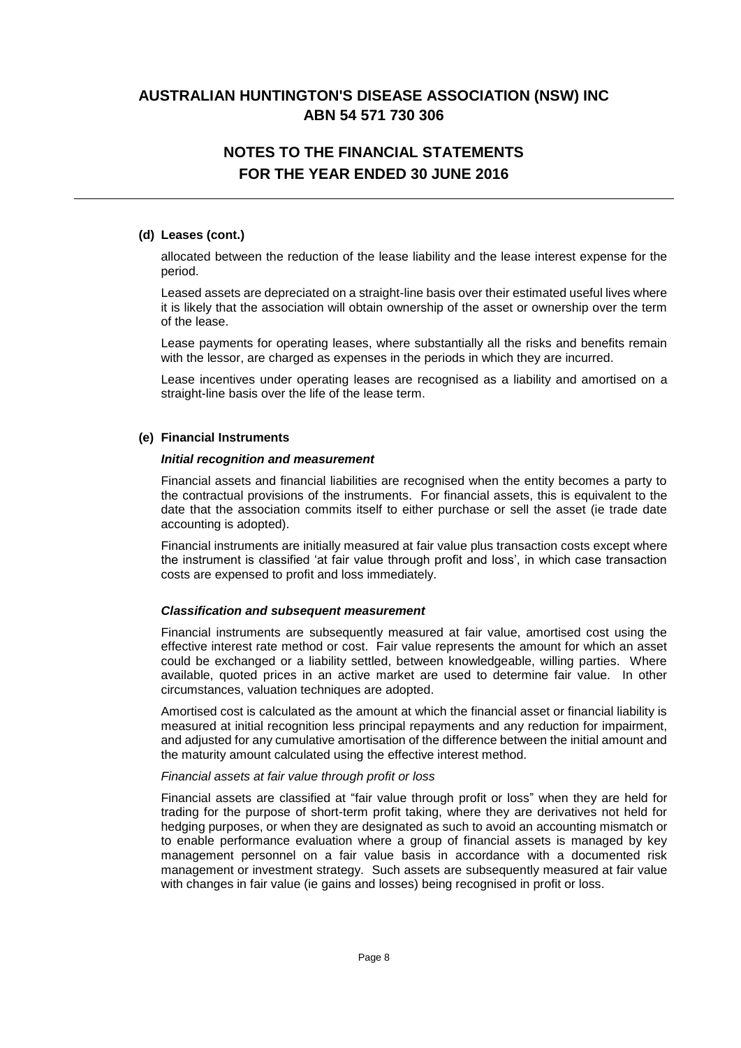#### (d) Leases (cont.)

allocated between the reduction of the lease liability and the lease interest expense for the period.

Leased assets are depreciated on a straight-line basis over their estimated useful lives where it is likely that the association will obtain ownership of the asset or ownership over the term of the lease.

Lease payments for operating leases, where substantially all the risks and benefits remain with the lessor, are charged as expenses in the periods in which they are incurred.

Lease incentives under operating leases are recognised as a liability and amortised on a straight-line basis over the life of the lease term.

#### (e) Financial Instruments

***Initial recognition and measurement***

Financial assets and financial liabilities are recognised when the entity becomes a party to the contractual provisions of the instruments. For financial assets, this is equivalent to the date that the association commits itself to either purchase or sell the asset (ie trade date accounting is adopted).

Financial instruments are initially measured at fair value plus transaction costs except where the instrument is classified 'at fair value through profit and loss', in which case transaction costs are expensed to profit and loss immediately.

***Classification and subsequent measurement***

Financial instruments are subsequently measured at fair value, amortised cost using the effective interest rate method or cost. Fair value represents the amount for which an asset could be exchanged or a liability settled, between knowledgeable, willing parties. Where available, quoted prices in an active market are used to determine fair value. In other circumstances, valuation techniques are adopted.

Amortised cost is calculated as the amount at which the financial asset or financial liability is measured at initial recognition less principal repayments and any reduction for impairment, and adjusted for any cumulative amortisation of the difference between the initial amount and the maturity amount calculated using the effective interest method.

*Financial assets at fair value through profit or loss*

Financial assets are classified at "fair value through profit or loss" when they are held for trading for the purpose of short-term profit taking, where they are derivatives not held for hedging purposes, or when they are designated as such to avoid an accounting mismatch or to enable performance evaluation where a group of financial assets is managed by key management personnel on a fair value basis in accordance with a documented risk management or investment strategy. Such assets are subsequently measured at fair value with changes in fair value (ie gains and losses) being recognised in profit or loss.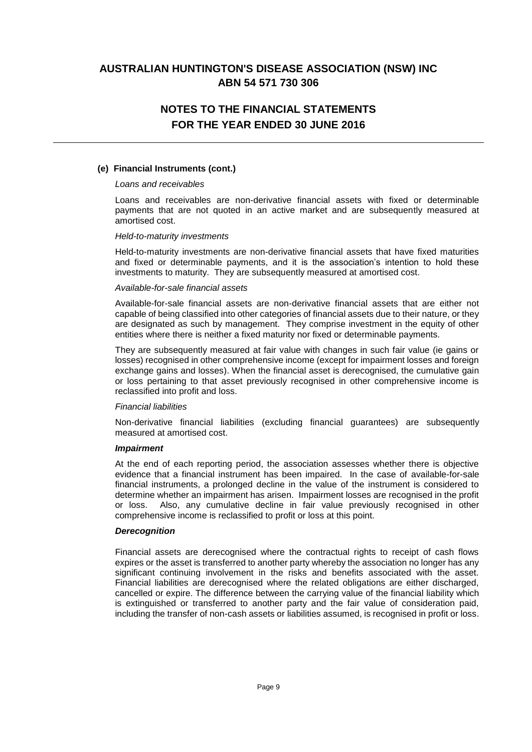# AUSTRALIAN HUNTINGTON'S DISEASE ASSOCIATION (NSW) INC
## ABN 54 571 730 306

## NOTES TO THE FINANCIAL STATEMENTS FOR THE YEAR ENDED 30 JUNE 2016

**(e) Financial Instruments (cont.)**

*Loans and receivables*

Loans and receivables are non-derivative financial assets with fixed or determinable payments that are not quoted in an active market and are subsequently measured at amortised cost.

*Held-to-maturity investments*

Held-to-maturity investments are non-derivative financial assets that have fixed maturities and fixed or determinable payments, and it is the association's intention to hold these investments to maturity. They are subsequently measured at amortised cost.

*Available-for-sale financial assets*

Available-for-sale financial assets are non-derivative financial assets that are either not capable of being classified into other categories of financial assets due to their nature, or they are designated as such by management. They comprise investment in the equity of other entities where there is neither a fixed maturity nor fixed or determinable payments.

They are subsequently measured at fair value with changes in such fair value (ie gains or losses) recognised in other comprehensive income (except for impairment losses and foreign exchange gains and losses). When the financial asset is derecognised, the cumulative gain or loss pertaining to that asset previously recognised in other comprehensive income is reclassified into profit and loss.

*Financial liabilities*

Non-derivative financial liabilities (excluding financial guarantees) are subsequently measured at amortised cost.

***Impairment***

At the end of each reporting period, the association assesses whether there is objective evidence that a financial instrument has been impaired. In the case of available-for-sale financial instruments, a prolonged decline in the value of the instrument is considered to determine whether an impairment has arisen. Impairment losses are recognised in the profit or loss. Also, any cumulative decline in fair value previously recognised in other comprehensive income is reclassified to profit or loss at this point.

***Derecognition***

Financial assets are derecognised where the contractual rights to receipt of cash flows expires or the asset is transferred to another party whereby the association no longer has any significant continuing involvement in the risks and benefits associated with the asset. Financial liabilities are derecognised where the related obligations are either discharged, cancelled or expire. The difference between the carrying value of the financial liability which is extinguished or transferred to another party and the fair value of consideration paid, including the transfer of non-cash assets or liabilities assumed, is recognised in profit or loss.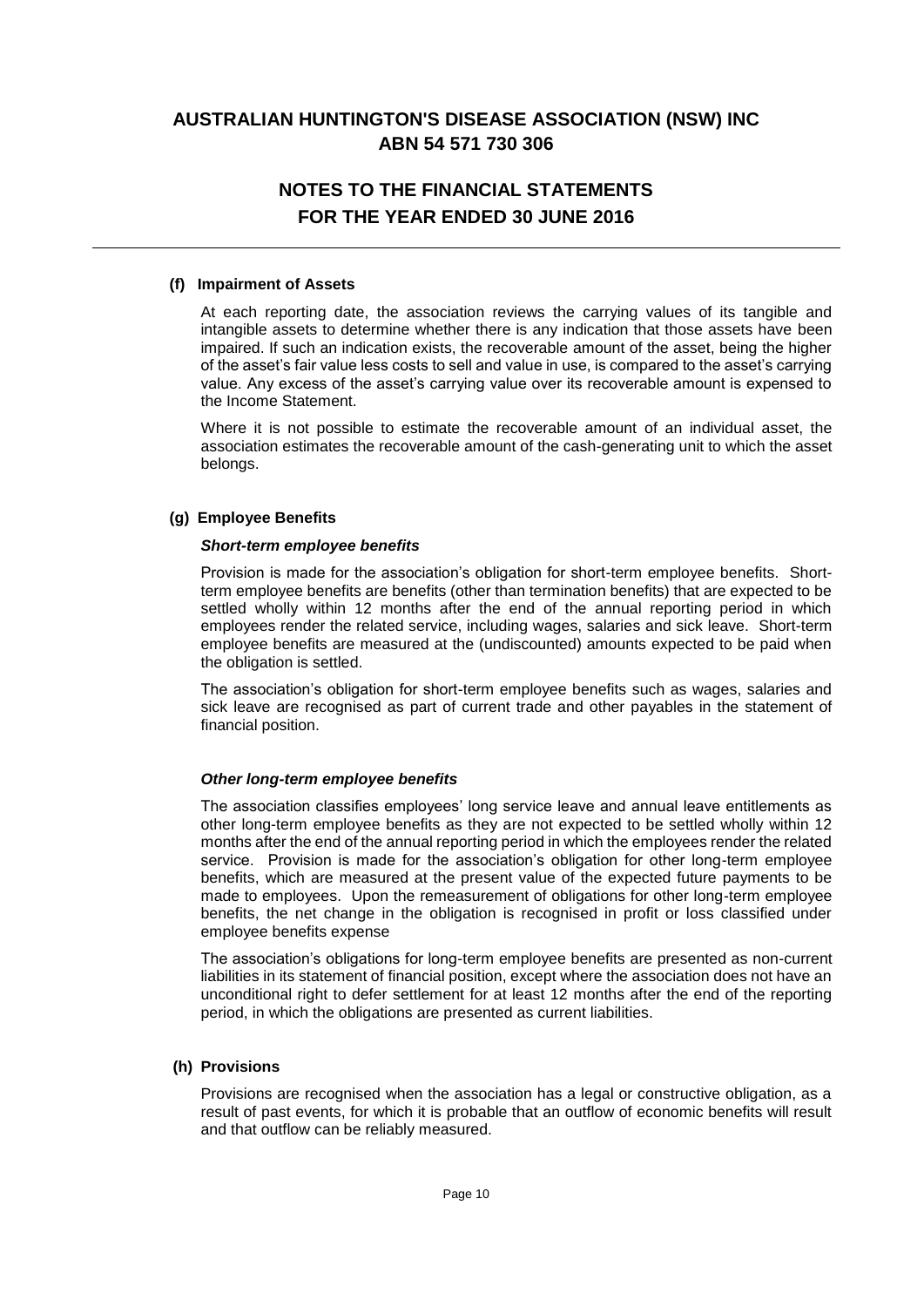# AUSTRALIAN HUNTINGTON'S DISEASE ASSOCIATION (NSW) INC
## ABN 54 571 730 306

## NOTES TO THE FINANCIAL STATEMENTS
## FOR THE YEAR ENDED 30 JUNE 2016

### (f) Impairment of Assets

At each reporting date, the association reviews the carrying values of its tangible and intangible assets to determine whether there is any indication that those assets have been impaired. If such an indication exists, the recoverable amount of the asset, being the higher of the asset's fair value less costs to sell and value in use, is compared to the asset's carrying value. Any excess of the asset's carrying value over its recoverable amount is expensed to the Income Statement.

Where it is not possible to estimate the recoverable amount of an individual asset, the association estimates the recoverable amount of the cash-generating unit to which the asset belongs.

### (g) Employee Benefits

***Short-term employee benefits***

Provision is made for the association's obligation for short-term employee benefits. Short-term employee benefits are benefits (other than termination benefits) that are expected to be settled wholly within 12 months after the end of the annual reporting period in which employees render the related service, including wages, salaries and sick leave. Short-term employee benefits are measured at the (undiscounted) amounts expected to be paid when the obligation is settled.

The association's obligation for short-term employee benefits such as wages, salaries and sick leave are recognised as part of current trade and other payables in the statement of financial position.

***Other long-term employee benefits***

The association classifies employees' long service leave and annual leave entitlements as other long-term employee benefits as they are not expected to be settled wholly within 12 months after the end of the annual reporting period in which the employees render the related service. Provision is made for the association's obligation for other long-term employee benefits, which are measured at the present value of the expected future payments to be made to employees. Upon the remeasurement of obligations for other long-term employee benefits, the net change in the obligation is recognised in profit or loss classified under employee benefits expense

The association's obligations for long-term employee benefits are presented as non-current liabilities in its statement of financial position, except where the association does not have an unconditional right to defer settlement for at least 12 months after the end of the reporting period, in which the obligations are presented as current liabilities.

### (h) Provisions

Provisions are recognised when the association has a legal or constructive obligation, as a result of past events, for which it is probable that an outflow of economic benefits will result and that outflow can be reliably measured.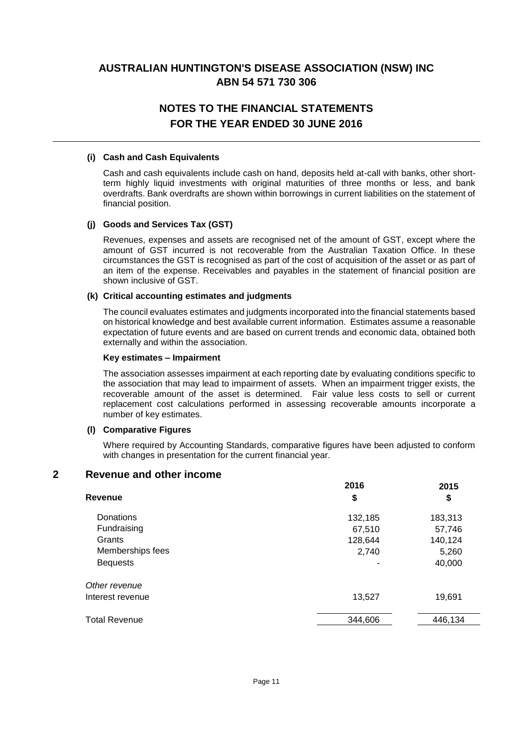# AUSTRALIAN HUNTINGTON'S DISEASE ASSOCIATION (NSW) INC
## ABN 54 571 730 306

## NOTES TO THE FINANCIAL STATEMENTS
## FOR THE YEAR ENDED 30 JUNE 2016

#### (i) Cash and Cash Equivalents

Cash and cash equivalents include cash on hand, deposits held at-call with banks, other short-term highly liquid investments with original maturities of three months or less, and bank overdrafts. Bank overdrafts are shown within borrowings in current liabilities on the statement of financial position.

#### (j) Goods and Services Tax (GST)

Revenues, expenses and assets are recognised net of the amount of GST, except where the amount of GST incurred is not recoverable from the Australian Taxation Office. In these circumstances the GST is recognised as part of the cost of acquisition of the asset or as part of an item of the expense. Receivables and payables in the statement of financial position are shown inclusive of GST.

#### (k) Critical accounting estimates and judgments

The council evaluates estimates and judgments incorporated into the financial statements based on historical knowledge and best available current information. Estimates assume a reasonable expectation of future events and are based on current trends and economic data, obtained both externally and within the association.

**Key estimates – Impairment**

The association assesses impairment at each reporting date by evaluating conditions specific to the association that may lead to impairment of assets. When an impairment trigger exists, the recoverable amount of the asset is determined. Fair value less costs to sell or current replacement cost calculations performed in assessing recoverable amounts incorporate a number of key estimates.

#### (l) Comparative Figures

Where required by Accounting Standards, comparative figures have been adjusted to conform with changes in presentation for the current financial year.

## 2 Revenue and other income

| **Revenue** | **2016** $ | **2015** $ |
|---|---|---|
| Donations | 132,185 | 183,313 |
| Fundraising | 67,510 | 57,746 |
| Grants | 128,644 | 140,124 |
| Memberships fees | 2,740 | 5,260 |
| Bequests | - | 40,000 |
| *Other revenue* | | |
| Interest revenue | 13,527 | 19,691 |
| Total Revenue | 344,606 | 446,134 |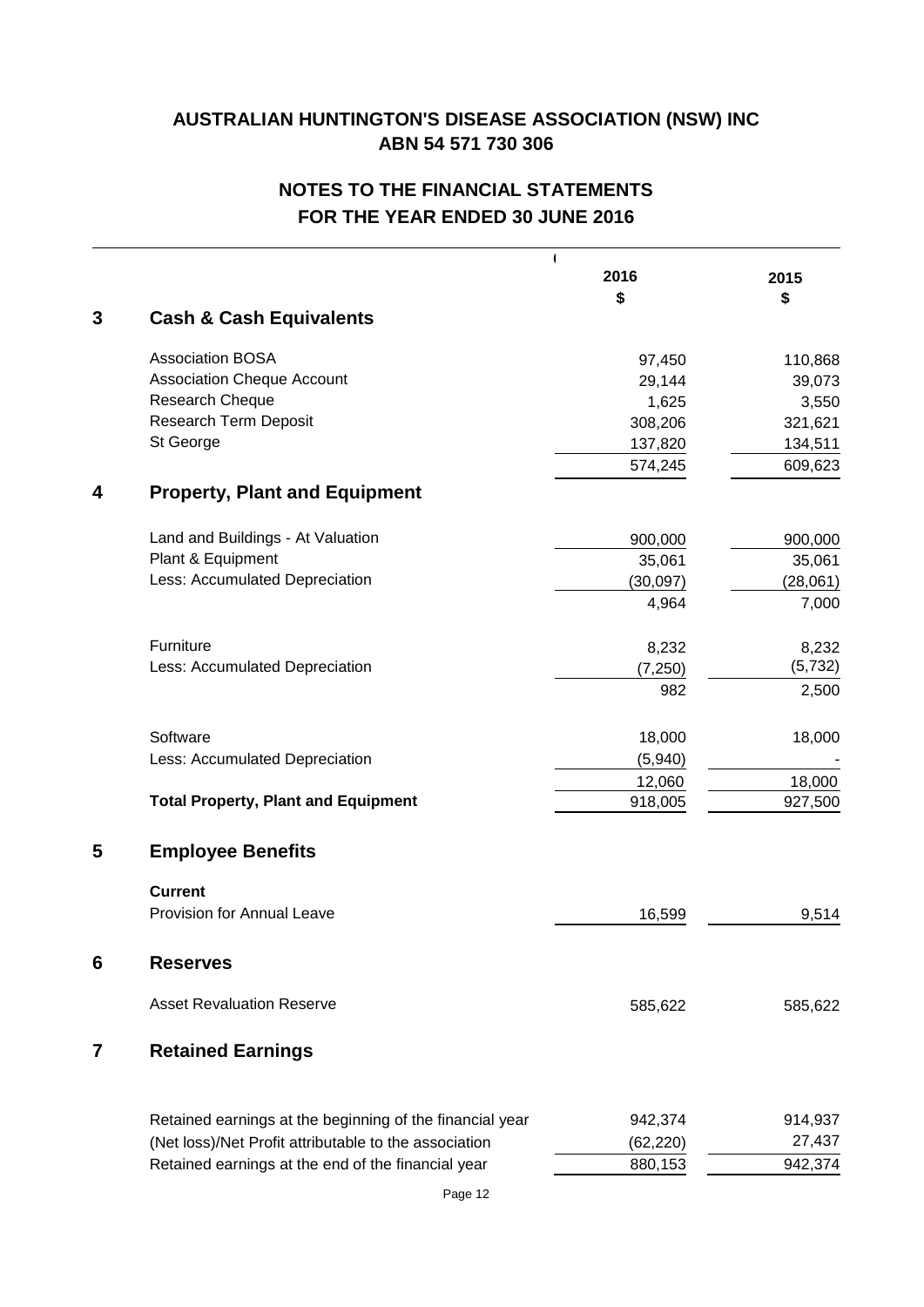# AUSTRALIAN HUNTINGTON'S DISEASE ASSOCIATION (NSW) INC
## ABN 54 571 730 306

## NOTES TO THE FINANCIAL STATEMENTS
## FOR THE YEAR ENDED 30 JUNE 2016

| | | 2016 $ | 2015 $ |
|---|---|---|---|
| **3** | **Cash & Cash Equivalents** | | |
| | Association BOSA | 97,450 | 110,868 |
| | Association Cheque Account | 29,144 | 39,073 |
| | Research Cheque | 1,625 | 3,550 |
| | Research Term Deposit | 308,206 | 321,621 |
| | St George | 137,820 | 134,511 |
| | | 574,245 | 609,623 |
| **4** | **Property, Plant and Equipment** | | |
| | Land and Buildings - At Valuation | 900,000 | 900,000 |
| | Plant & Equipment | 35,061 | 35,061 |
| | Less: Accumulated Depreciation | (30,097) | (28,061) |
| | | 4,964 | 7,000 |
| | Furniture | 8,232 | 8,232 |
| | Less: Accumulated Depreciation | (7,250) | (5,732) |
| | | 982 | 2,500 |
| | Software | 18,000 | 18,000 |
| | Less: Accumulated Depreciation | (5,940) | - |
| | | 12,060 | 18,000 |
| | **Total Property, Plant and Equipment** | 918,005 | 927,500 |
| **5** | **Employee Benefits** | | |
| | **Current** | | |
| | Provision for Annual Leave | 16,599 | 9,514 |
| **6** | **Reserves** | | |
| | Asset Revaluation Reserve | 585,622 | 585,622 |
| **7** | **Retained Earnings** | | |
| | Retained earnings at the beginning of the financial year | 942,374 | 914,937 |
| | (Net loss)/Net Profit attributable to the association | (62,220) | 27,437 |
| | Retained earnings at the end of the financial year | 880,153 | 942,374 |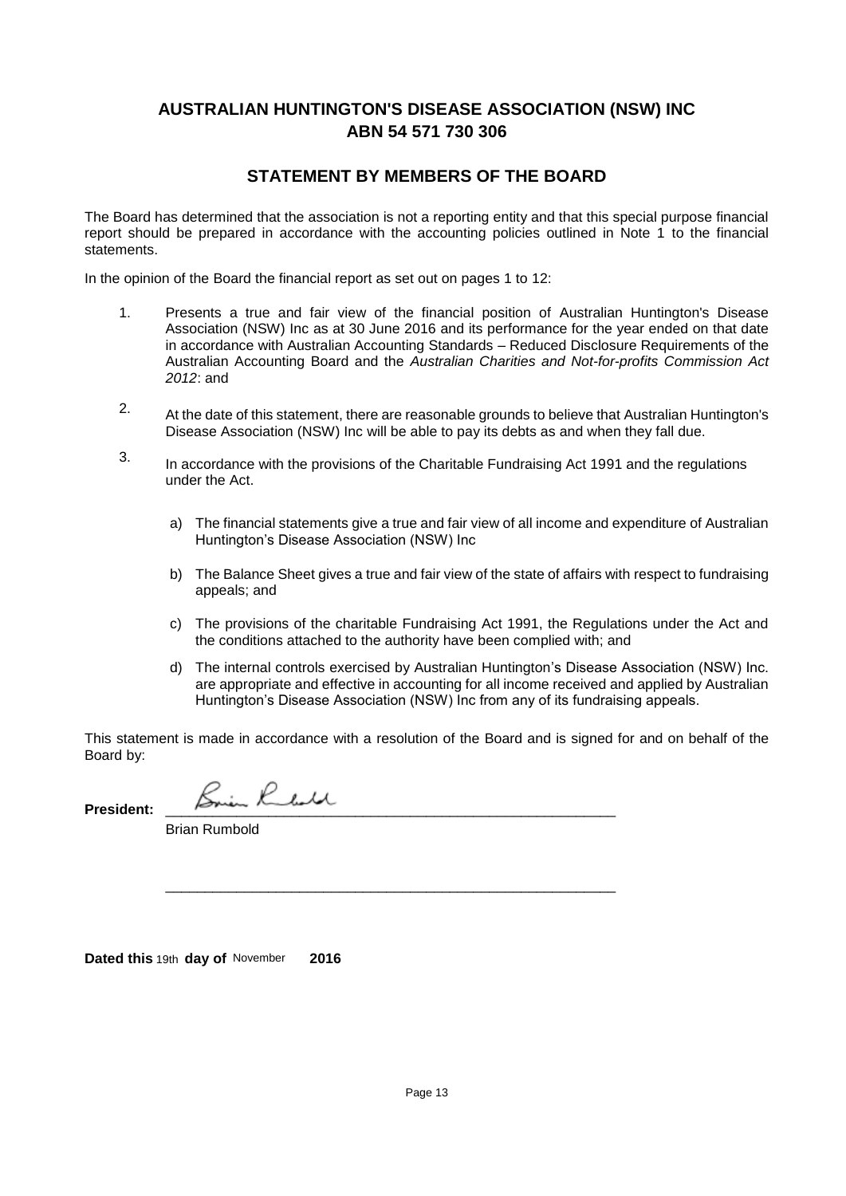# AUSTRALIAN HUNTINGTON'S DISEASE ASSOCIATION (NSW) INC
## ABN 54 571 730 306

## STATEMENT BY MEMBERS OF THE BOARD

The Board has determined that the association is not a reporting entity and that this special purpose financial report should be prepared in accordance with the accounting policies outlined in Note 1 to the financial statements.

In the opinion of the Board the financial report as set out on pages 1 to 12:

1. Presents a true and fair view of the financial position of Australian Huntington's Disease Association (NSW) Inc as at 30 June 2016 and its performance for the year ended on that date in accordance with Australian Accounting Standards – Reduced Disclosure Requirements of the Australian Accounting Board and the *Australian Charities and Not-for-profits Commission Act 2012*: and

2. At the date of this statement, there are reasonable grounds to believe that Australian Huntington's Disease Association (NSW) Inc will be able to pay its debts as and when they fall due.

3. In accordance with the provisions of the Charitable Fundraising Act 1991 and the regulations under the Act.

   a) The financial statements give a true and fair view of all income and expenditure of Australian Huntington's Disease Association (NSW) Inc

   b) The Balance Sheet gives a true and fair view of the state of affairs with respect to fundraising appeals; and

   c) The provisions of the charitable Fundraising Act 1991, the Regulations under the Act and the conditions attached to the authority have been complied with; and

   d) The internal controls exercised by Australian Huntington's Disease Association (NSW) Inc. are appropriate and effective in accounting for all income received and applied by Australian Huntington's Disease Association (NSW) Inc from any of its fundraising appeals.

This statement is made in accordance with a resolution of the Board and is signed for and on behalf of the Board by:

**President:** ______________________________

Brian Rumbold

______________________________

**Dated this** 19th **day of** November **2016**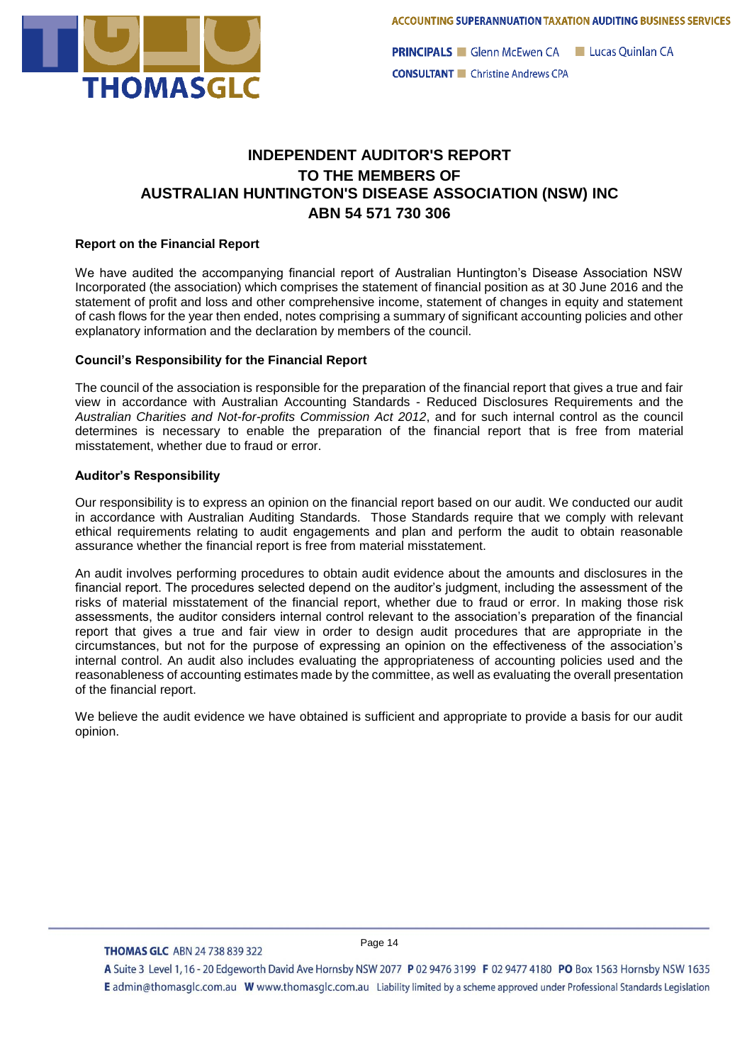# INDEPENDENT AUDITOR'S REPORT
# TO THE MEMBERS OF
# AUSTRALIAN HUNTINGTON'S DISEASE ASSOCIATION (NSW) INC
# ABN 54 571 730 306

### Report on the Financial Report

We have audited the accompanying financial report of Australian Huntington's Disease Association NSW Incorporated (the association) which comprises the statement of financial position as at 30 June 2016 and the statement of profit and loss and other comprehensive income, statement of changes in equity and statement of cash flows for the year then ended, notes comprising a summary of significant accounting policies and other explanatory information and the declaration by members of the council.

### Council's Responsibility for the Financial Report

The council of the association is responsible for the preparation of the financial report that gives a true and fair view in accordance with Australian Accounting Standards - Reduced Disclosures Requirements and the *Australian Charities and Not-for-profits Commission Act 2012*, and for such internal control as the council determines is necessary to enable the preparation of the financial report that is free from material misstatement, whether due to fraud or error.

### Auditor's Responsibility

Our responsibility is to express an opinion on the financial report based on our audit. We conducted our audit in accordance with Australian Auditing Standards. Those Standards require that we comply with relevant ethical requirements relating to audit engagements and plan and perform the audit to obtain reasonable assurance whether the financial report is free from material misstatement.

An audit involves performing procedures to obtain audit evidence about the amounts and disclosures in the financial report. The procedures selected depend on the auditor's judgment, including the assessment of the risks of material misstatement of the financial report, whether due to fraud or error. In making those risk assessments, the auditor considers internal control relevant to the association's preparation of the financial report that gives a true and fair view in order to design audit procedures that are appropriate in the circumstances, but not for the purpose of expressing an opinion on the effectiveness of the association's internal control. An audit also includes evaluating the appropriateness of accounting policies used and the reasonableness of accounting estimates made by the committee, as well as evaluating the overall presentation of the financial report.

We believe the audit evidence we have obtained is sufficient and appropriate to provide a basis for our audit opinion.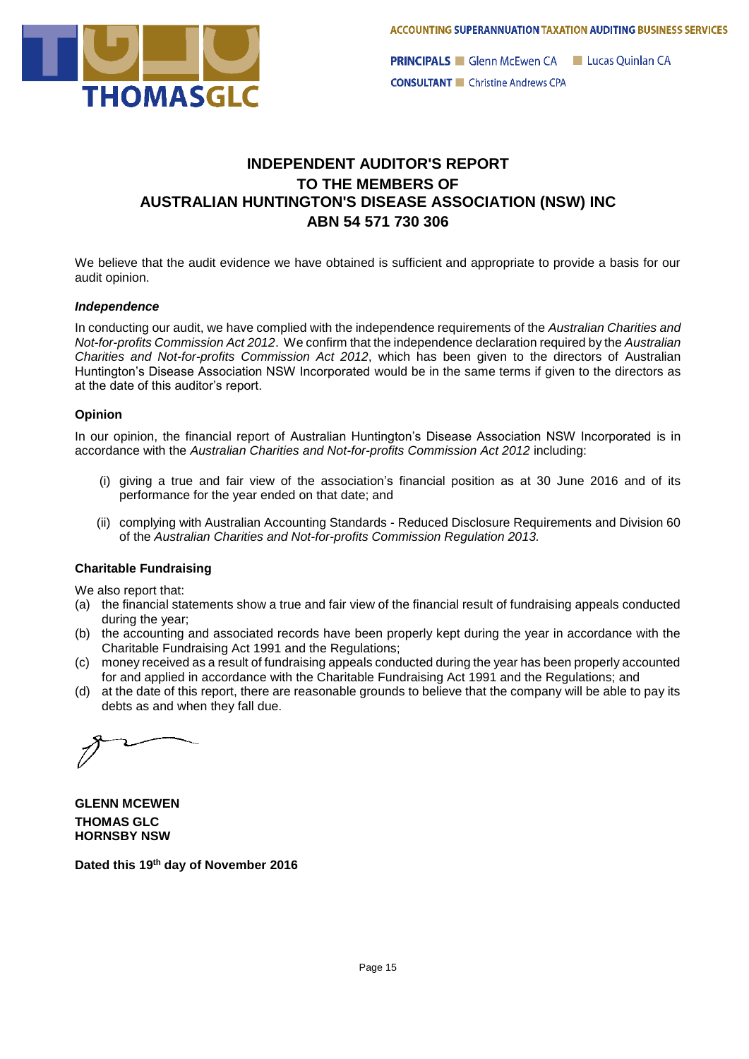THOMASGLC

ACCOUNTING SUPERANNUATION TAXATION AUDITING BUSINESS SERVICES

**PRINCIPALS** Glenn McEwen CA  Lucas Quinlan CA
**CONSULTANT** Christine Andrews CPA

# INDEPENDENT AUDITOR'S REPORT TO THE MEMBERS OF AUSTRALIAN HUNTINGTON'S DISEASE ASSOCIATION (NSW) INC ABN 54 571 730 306

We believe that the audit evidence we have obtained is sufficient and appropriate to provide a basis for our audit opinion.

***Independence***

In conducting our audit, we have complied with the independence requirements of the *Australian Charities and Not-for-profits Commission Act 2012*. We confirm that the independence declaration required by the *Australian Charities and Not-for-profits Commission Act 2012*, which has been given to the directors of Australian Huntington's Disease Association NSW Incorporated would be in the same terms if given to the directors as at the date of this auditor's report.

**Opinion**

In our opinion, the financial report of Australian Huntington's Disease Association NSW Incorporated is in accordance with the *Australian Charities and Not-for-profits Commission Act 2012* including:

(i) giving a true and fair view of the association's financial position as at 30 June 2016 and of its performance for the year ended on that date; and

(ii) complying with Australian Accounting Standards - Reduced Disclosure Requirements and Division 60 of the *Australian Charities and Not-for-profits Commission Regulation 2013.*

**Charitable Fundraising**

We also report that:

(a) the financial statements show a true and fair view of the financial result of fundraising appeals conducted during the year;
(b) the accounting and associated records have been properly kept during the year in accordance with the Charitable Fundraising Act 1991 and the Regulations;
(c) money received as a result of fundraising appeals conducted during the year has been properly accounted for and applied in accordance with the Charitable Fundraising Act 1991 and the Regulations; and
(d) at the date of this report, there are reasonable grounds to believe that the company will be able to pay its debts as and when they fall due.

**GLENN MCEWEN**
**THOMAS GLC**
**HORNSBY NSW**

**Dated this 19th day of November 2016**